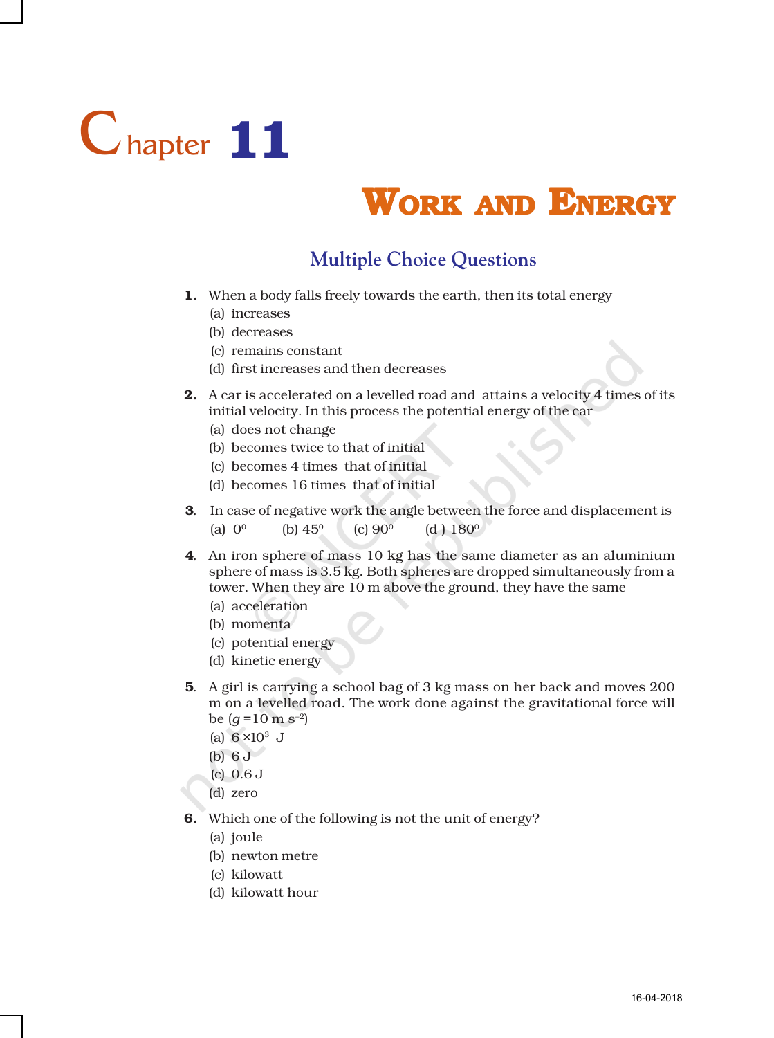# Chapter 11

# WORK AND ENERGY

## Multiple Choice Questions

**1.** When a body falls freely towards the earth, then its total energy

(a) increases

(b) decreases

(c) remains constant

(d) first increases and then decreases

**2.** A car is accelerated on a levelled road and attains a velocity 4 times of its initial velocity. In this process the potential energy of the car

(a) does not change

(b) becomes twice to that of initial

(c) becomes 4 times that of initial

(d) becomes 16 times that of initial

**3.** In case of negative work the angle between the force and displacement is

(a) $0^0$ (b) $45^0$ (c) $90^0$ (d) $180^0$

**4.** An iron sphere of mass 10 kg has the same diameter as an aluminium sphere of mass is 3.5 kg. Both spheres are dropped simultaneously from a tower. When they are 10 m above the ground, they have the same

(a) acceleration

(b) momenta

(c) potential energy

(d) kinetic energy

**5.** A girl is carrying a school bag of 3 kg mass on her back and moves 200 m on a levelled road. The work done against the gravitational force will be ($g$ =10 m $s^{-2}$)

(a) $6 \times 10^3$ J

(b) 6 J

(c) 0.6 J

(d) zero

**6.** Which one of the following is not the unit of energy?

(a) joule

(b) newton metre

(c) kilowatt

(d) kilowatt hour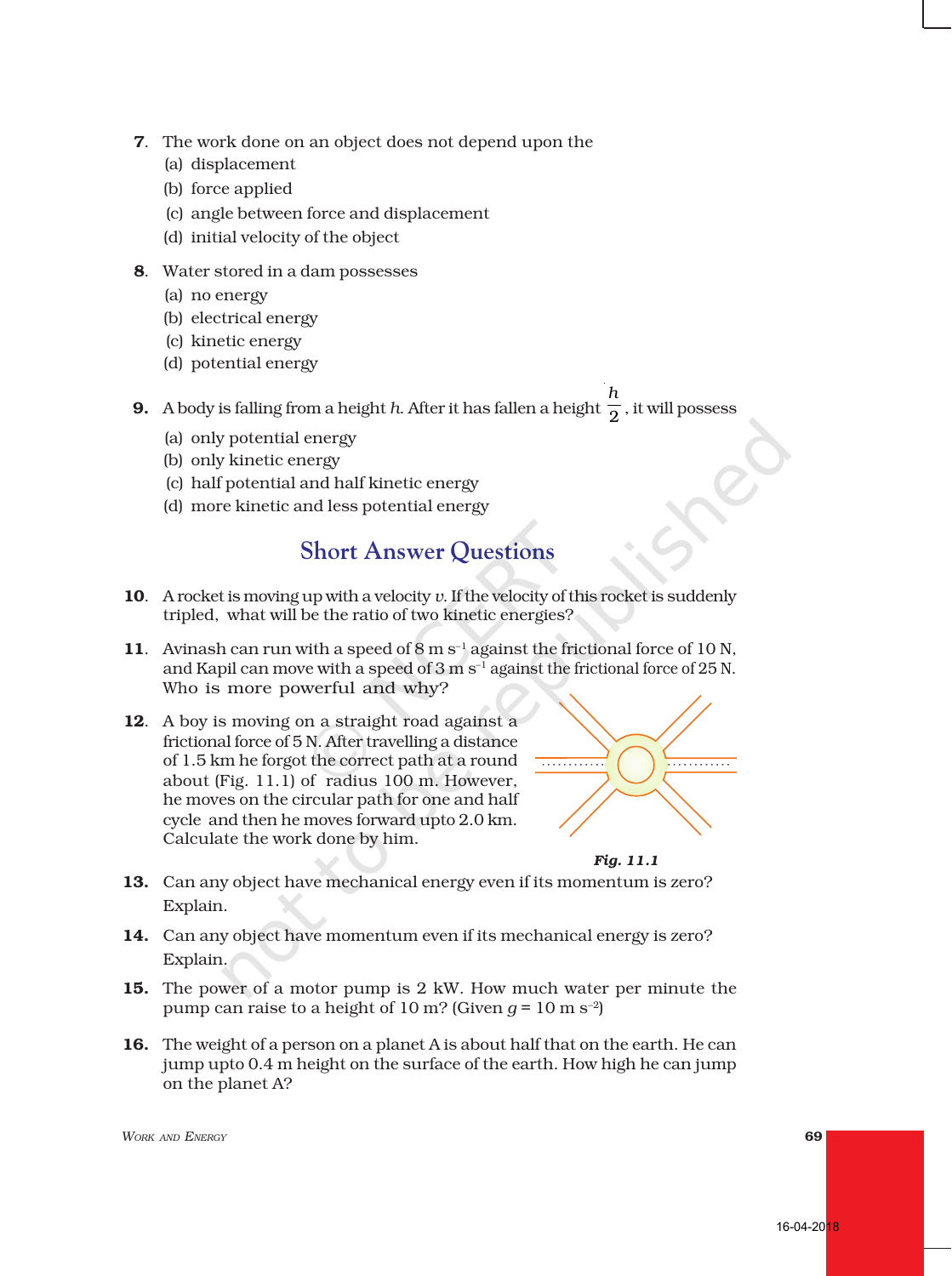7. The work done on an object does not depend upon the
   (a) displacement
   (b) force applied
   (c) angle between force and displacement
   (d) initial velocity of the object

8. Water stored in a dam possesses
   (a) no energy
   (b) electrical energy
   (c) kinetic energy
   (d) potential energy

9. A body is falling from a height $h$. After it has fallen a height $\frac{h}{2}$, it will possess
   (a) only potential energy
   (b) only kinetic energy
   (c) half potential and half kinetic energy
   (d) more kinetic and less potential energy

## Short Answer Questions

10. A rocket is moving up with a velocity $v$. If the velocity of this rocket is suddenly tripled, what will be the ratio of two kinetic energies?

11. Avinash can run with a speed of 8 m $s^{-1}$ against the frictional force of 10 N, and Kapil can move with a speed of 3 m $s^{-1}$ against the frictional force of 25 N. Who is more powerful and why?

12. A boy is moving on a straight road against a frictional force of 5 N. After travelling a distance of 1.5 km he forgot the correct path at a round about (Fig. 11.1) of radius 100 m. However, he moves on the circular path for one and half cycle and then he moves forward upto 2.0 km. Calculate the work done by him.

*Fig. 11.1*

13. Can any object have mechanical energy even if its momentum is zero? Explain.

14. Can any object have momentum even if its mechanical energy is zero? Explain.

15. The power of a motor pump is 2 kW. How much water per minute the pump can raise to a height of 10 m? (Given $g$ = 10 m $s^{-2}$)

16. The weight of a person on a planet A is about half that on the earth. He can jump upto 0.4 m height on the surface of the earth. How high he can jump on the planet A?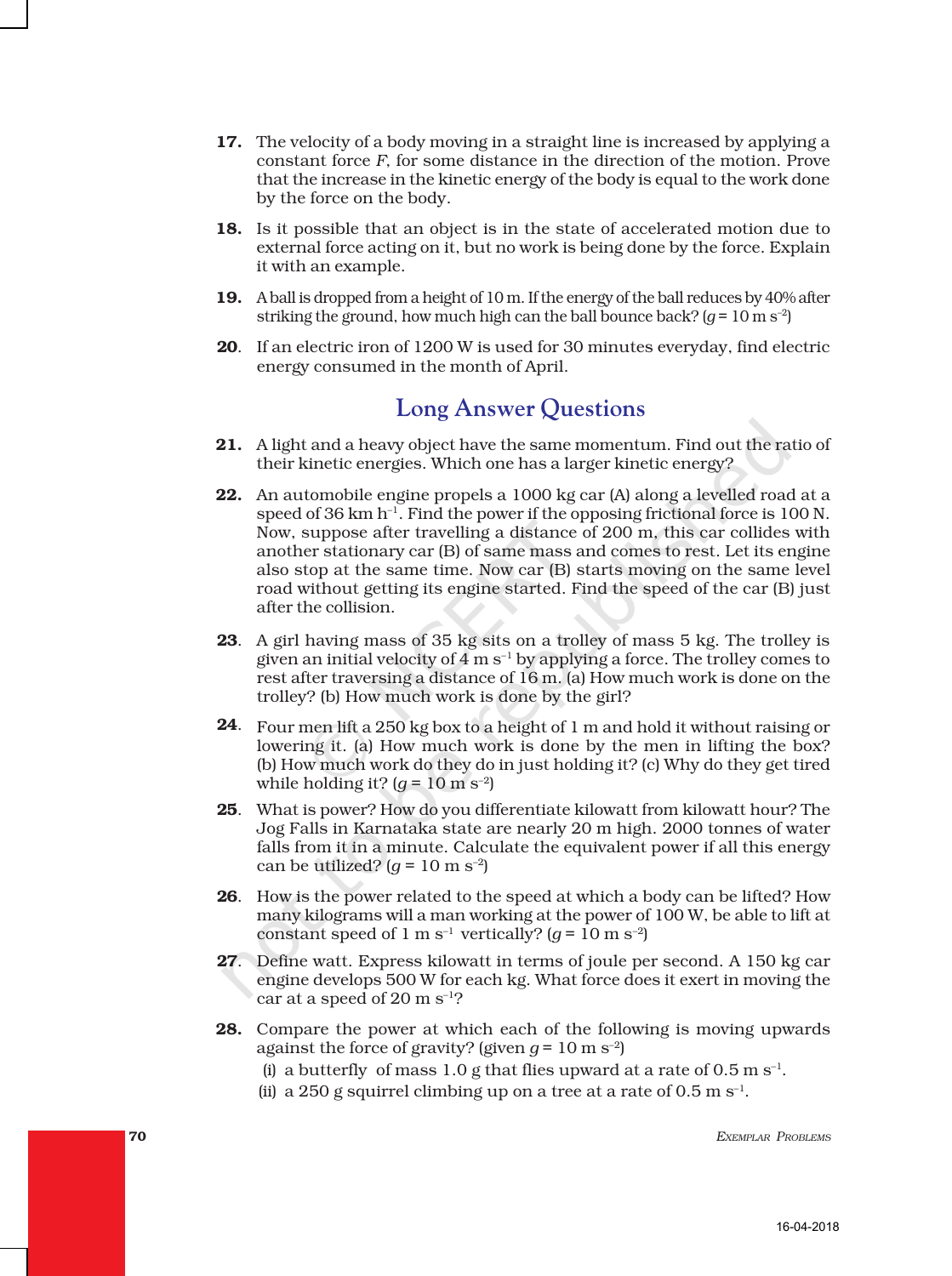**17.** The velocity of a body moving in a straight line is increased by applying a constant force *F*, for some distance in the direction of the motion. Prove that the increase in the kinetic energy of the body is equal to the work done by the force on the body.

**18.** Is it possible that an object is in the state of accelerated motion due to external force acting on it, but no work is being done by the force. Explain it with an example.

**19.** A ball is dropped from a height of 10 m. If the energy of the ball reduces by 40% after striking the ground, how much high can the ball bounce back? ($g$ = 10 m s$^{-2}$)

**20.** If an electric iron of 1200 W is used for 30 minutes everyday, find electric energy consumed in the month of April.

## Long Answer Questions

**21.** A light and a heavy object have the same momentum. Find out the ratio of their kinetic energies. Which one has a larger kinetic energy?

**22.** An automobile engine propels a 1000 kg car (A) along a levelled road at a speed of 36 km h$^{-1}$. Find the power if the opposing frictional force is 100 N. Now, suppose after travelling a distance of 200 m, this car collides with another stationary car (B) of same mass and comes to rest. Let its engine also stop at the same time. Now car (B) starts moving on the same level road without getting its engine started. Find the speed of the car (B) just after the collision.

**23.** A girl having mass of 35 kg sits on a trolley of mass 5 kg. The trolley is given an initial velocity of 4 m s$^{-1}$ by applying a force. The trolley comes to rest after traversing a distance of 16 m. (a) How much work is done on the trolley? (b) How much work is done by the girl?

**24.** Four men lift a 250 kg box to a height of 1 m and hold it without raising or lowering it. (a) How much work is done by the men in lifting the box? (b) How much work do they do in just holding it? (c) Why do they get tired while holding it? ($g$ = 10 m s$^{-2}$)

**25.** What is power? How do you differentiate kilowatt from kilowatt hour? The Jog Falls in Karnataka state are nearly 20 m high. 2000 tonnes of water falls from it in a minute. Calculate the equivalent power if all this energy can be utilized? ($g$ = 10 m s$^{-2}$)

**26.** How is the power related to the speed at which a body can be lifted? How many kilograms will a man working at the power of 100 W, be able to lift at constant speed of 1 m s$^{-1}$ vertically? ($g$ = 10 m s$^{-2}$)

**27.** Define watt. Express kilowatt in terms of joule per second. A 150 kg car engine develops 500 W for each kg. What force does it exert in moving the car at a speed of 20 m s$^{-1}$?

**28.** Compare the power at which each of the following is moving upwards against the force of gravity? (given $g$ = 10 m s$^{-2}$)

(i) a butterfly of mass 1.0 g that flies upward at a rate of 0.5 m s$^{-1}$.

(ii) a 250 g squirrel climbing up on a tree at a rate of 0.5 m s$^{-1}$.